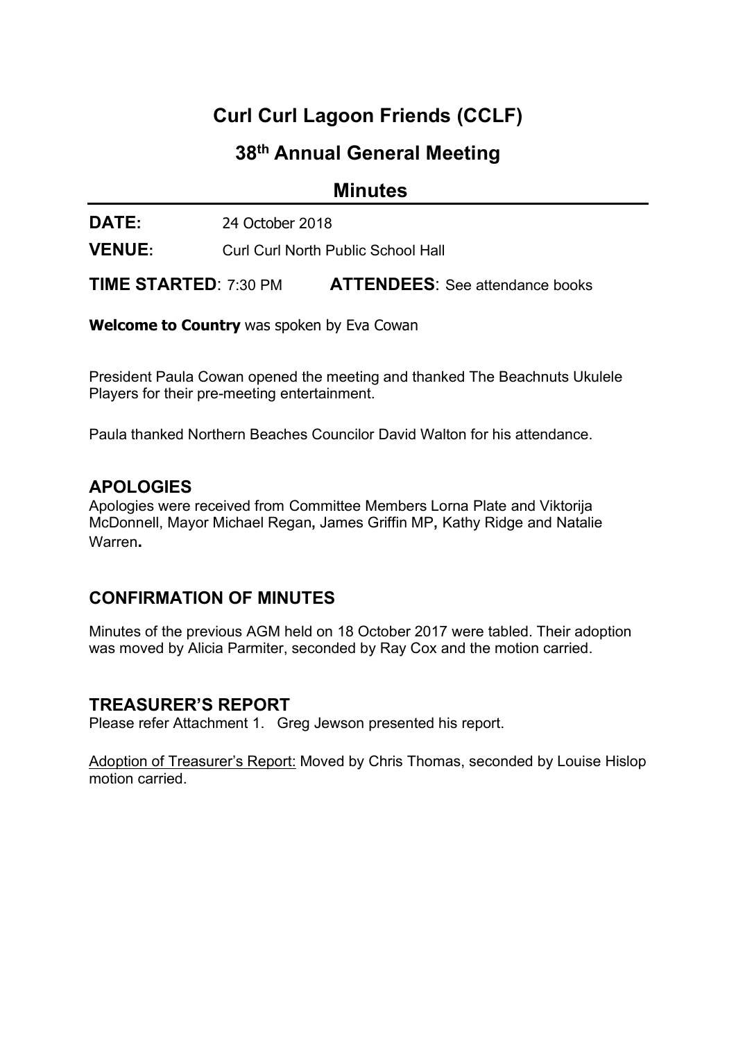# Curl Curl Lagoon Friends (CCLF)

## 38th Annual General Meeting

## Minutes

**DATE:** 24 October 2018

**VENUE:** Curl Curl North Public School Hall

**TIME STARTED:** 7:30 PM **ATTENDEES:** See attendance books

**Welcome to Country** was spoken by Eva Cowan

President Paula Cowan opened the meeting and thanked The Beachnuts Ukulele Players for their pre-meeting entertainment.

Paula thanked Northern Beaches Councilor David Walton for his attendance.

### APOLOGIES

Apologies were received from Committee Members Lorna Plate and Viktorija McDonnell, Mayor Michael Regan**,** James Griffin MP**,** Kathy Ridge and Natalie Warren**.**

### CONFIRMATION OF MINUTES

Minutes of the previous AGM held on 18 October 2017 were tabled. Their adoption was moved by Alicia Parmiter, seconded by Ray Cox and the motion carried.

### TREASURER'S REPORT

Please refer Attachment 1. Greg Jewson presented his report.

<u>Adoption of Treasurer's Report:</u> Moved by Chris Thomas, seconded by Louise Hislop motion carried.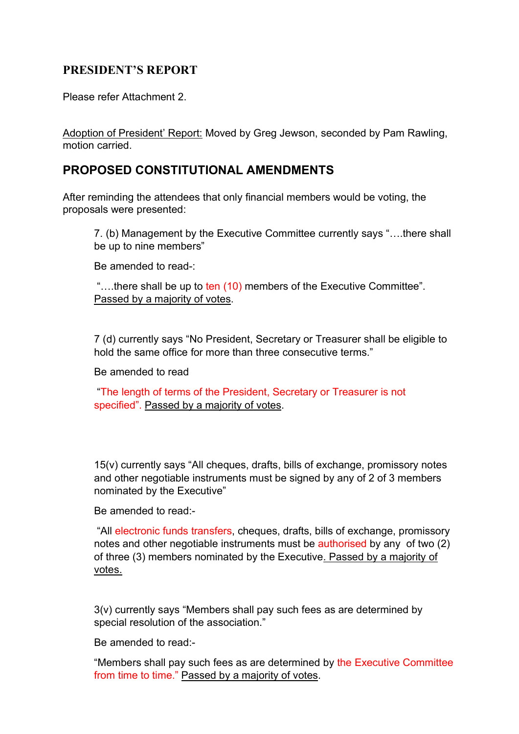## PRESIDENT'S REPORT

Please refer Attachment 2.

Adoption of President' Report: Moved by Greg Jewson, seconded by Pam Rawling, motion carried.

## PROPOSED CONSTITUTIONAL AMENDMENTS

After reminding the attendees that only financial members would be voting, the proposals were presented:

> 7. (b) Management by the Executive Committee currently says "….there shall be up to nine members"
>
> Be amended to read-:
>
> "….there shall be up to ten (10) members of the Executive Committee". Passed by a majority of votes.

> 7 (d) currently says "No President, Secretary or Treasurer shall be eligible to hold the same office for more than three consecutive terms."
>
> Be amended to read
>
> "The length of terms of the President, Secretary or Treasurer is not specified". Passed by a majority of votes.

> 15(v) currently says "All cheques, drafts, bills of exchange, promissory notes and other negotiable instruments must be signed by any of 2 of 3 members nominated by the Executive"
>
> Be amended to read:-
>
> "All electronic funds transfers, cheques, drafts, bills of exchange, promissory notes and other negotiable instruments must be authorised by any of two (2) of three (3) members nominated by the Executive. Passed by a majority of votes.

> 3(v) currently says "Members shall pay such fees as are determined by special resolution of the association."
>
> Be amended to read:-
>
> "Members shall pay such fees as are determined by the Executive Committee from time to time." Passed by a majority of votes.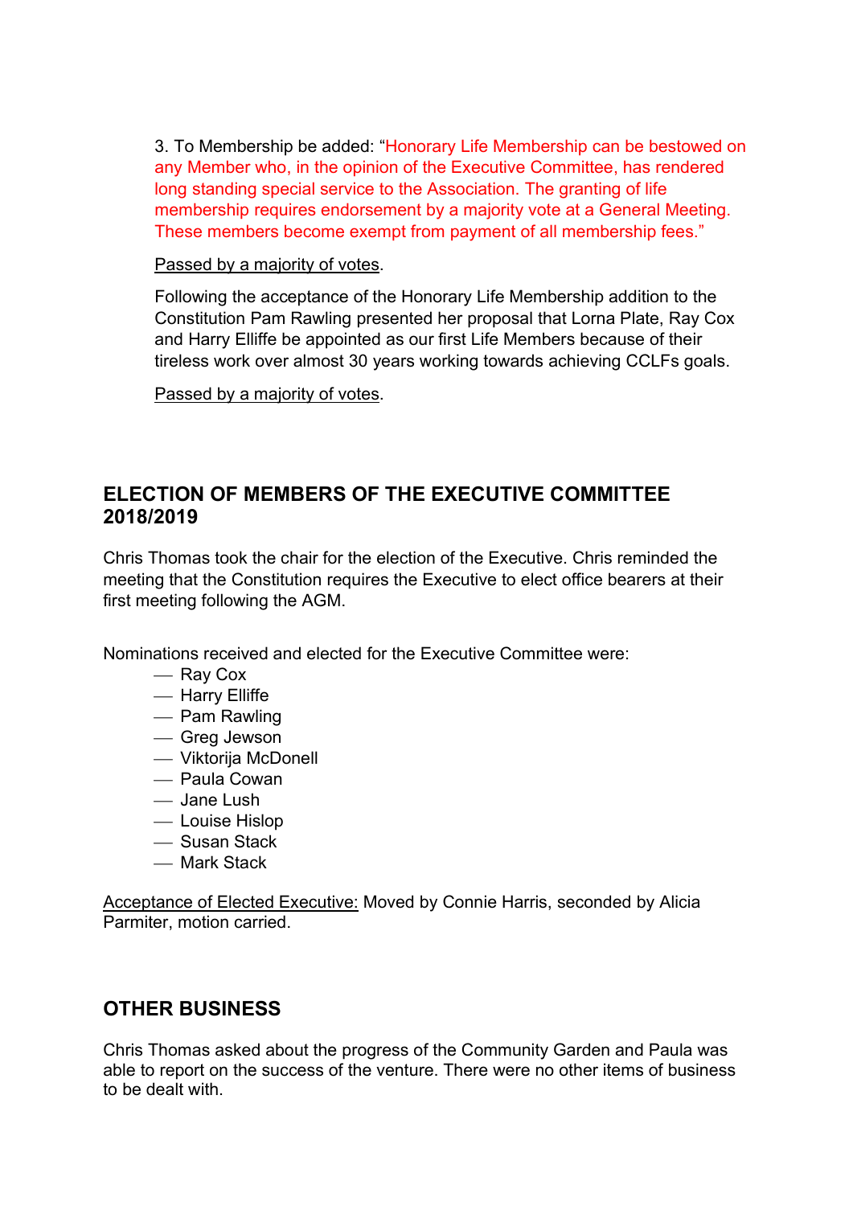3. To Membership be added: "Honorary Life Membership can be bestowed on any Member who, in the opinion of the Executive Committee, has rendered long standing special service to the Association. The granting of life membership requires endorsement by a majority vote at a General Meeting. These members become exempt from payment of all membership fees."

Passed by a majority of votes.

Following the acceptance of the Honorary Life Membership addition to the Constitution Pam Rawling presented her proposal that Lorna Plate, Ray Cox and Harry Elliffe be appointed as our first Life Members because of their tireless work over almost 30 years working towards achieving CCLFs goals.

Passed by a majority of votes.

## ELECTION OF MEMBERS OF THE EXECUTIVE COMMITTEE 2018/2019

Chris Thomas took the chair for the election of the Executive. Chris reminded the meeting that the Constitution requires the Executive to elect office bearers at their first meeting following the AGM.

Nominations received and elected for the Executive Committee were:

- Ray Cox
- Harry Elliffe
- Pam Rawling
- Greg Jewson
- Viktorija McDonell
- Paula Cowan
- Jane Lush
- Louise Hislop
- Susan Stack
- Mark Stack

Acceptance of Elected Executive: Moved by Connie Harris, seconded by Alicia Parmiter, motion carried.

## OTHER BUSINESS

Chris Thomas asked about the progress of the Community Garden and Paula was able to report on the success of the venture. There were no other items of business to be dealt with.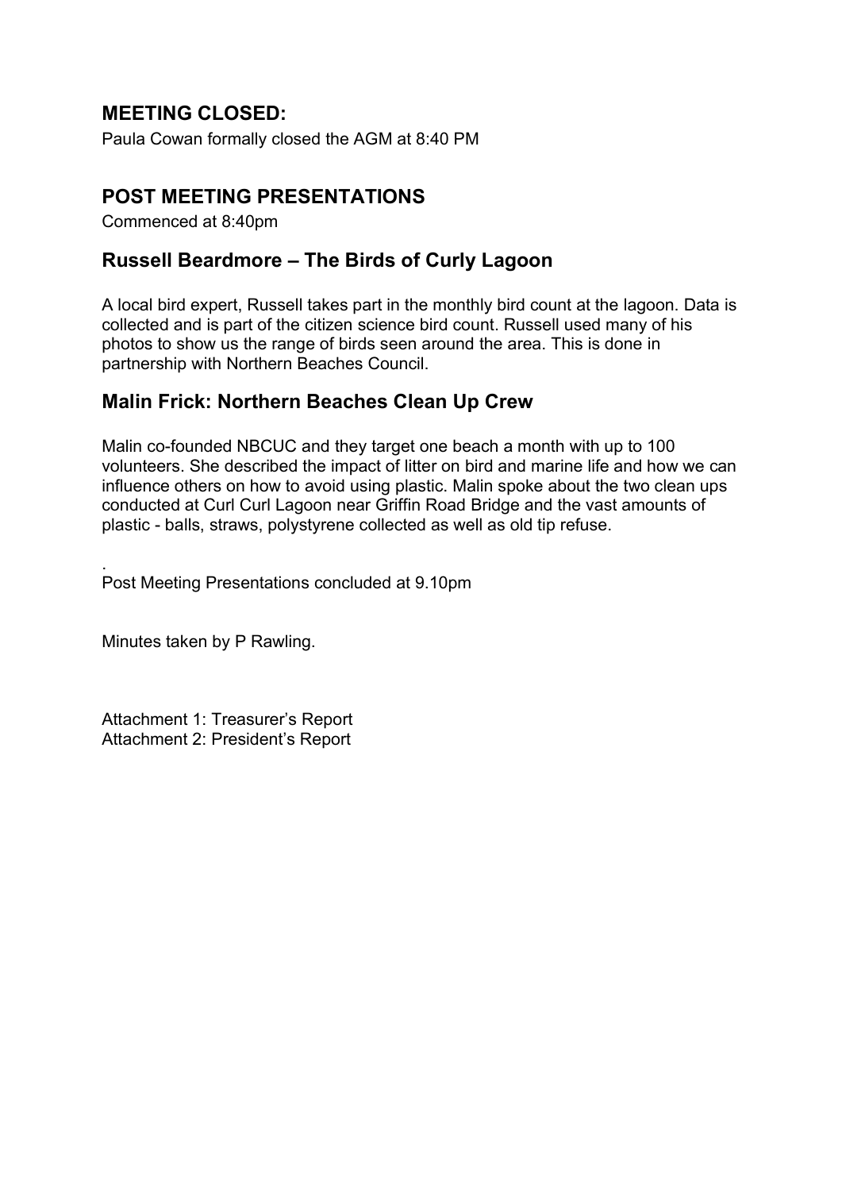## MEETING CLOSED:

Paula Cowan formally closed the AGM at 8:40 PM

## POST MEETING PRESENTATIONS

Commenced at 8:40pm

## Russell Beardmore – The Birds of Curly Lagoon

A local bird expert, Russell takes part in the monthly bird count at the lagoon. Data is collected and is part of the citizen science bird count. Russell used many of his photos to show us the range of birds seen around the area. This is done in partnership with Northern Beaches Council.

## Malin Frick: Northern Beaches Clean Up Crew

Malin co-founded NBCUC and they target one beach a month with up to 100 volunteers. She described the impact of litter on bird and marine life and how we can influence others on how to avoid using plastic. Malin spoke about the two clean ups conducted at Curl Curl Lagoon near Griffin Road Bridge and the vast amounts of plastic - balls, straws, polystyrene collected as well as old tip refuse.

.

Post Meeting Presentations concluded at 9.10pm

Minutes taken by P Rawling.

Attachment 1: Treasurer's Report
Attachment 2: President's Report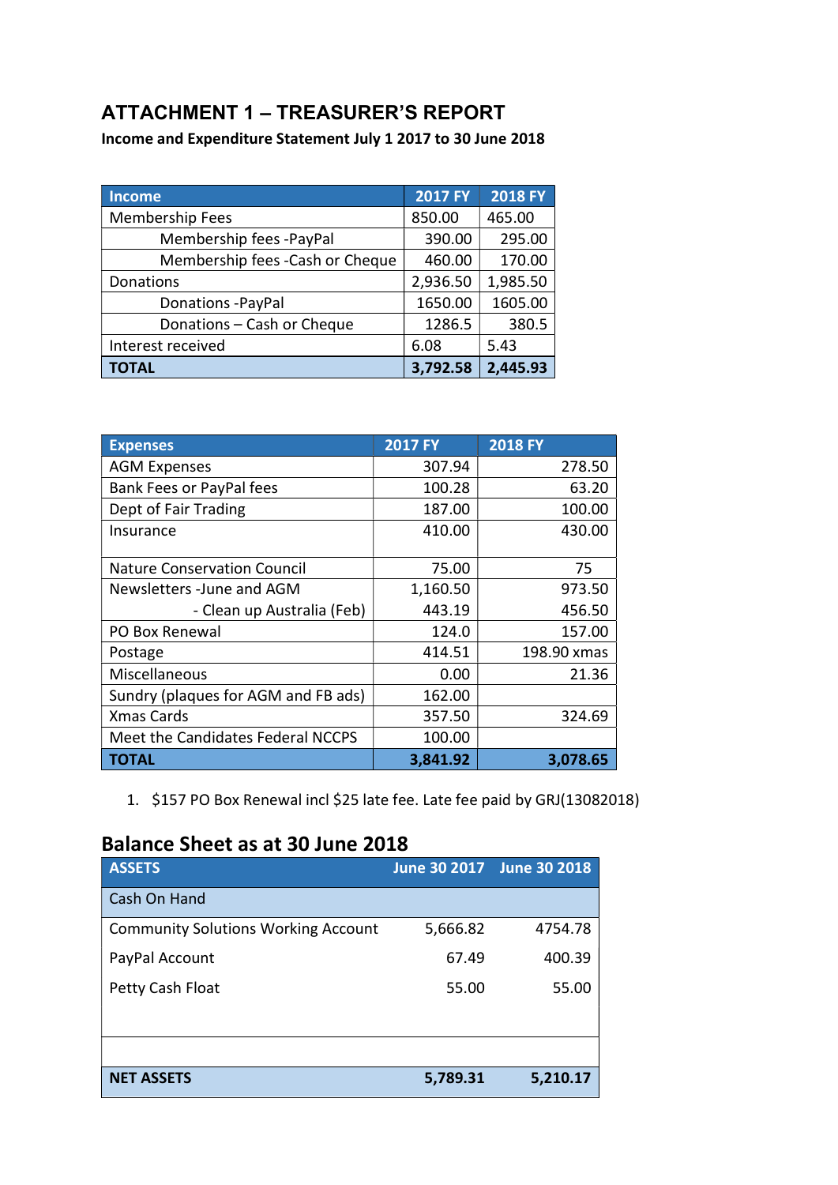# ATTACHMENT 1 – TREASURER'S REPORT

**Income and Expenditure Statement July 1 2017 to 30 June 2018**

| Income | 2017 FY | 2018 FY |
|---|---|---|
| Membership Fees | 850.00 | 465.00 |
| Membership fees -PayPal | 390.00 | 295.00 |
| Membership fees -Cash or Cheque | 460.00 | 170.00 |
| Donations | 2,936.50 | 1,985.50 |
| Donations -PayPal | 1650.00 | 1605.00 |
| Donations – Cash or Cheque | 1286.5 | 380.5 |
| Interest received | 6.08 | 5.43 |
| **TOTAL** | **3,792.58** | **2,445.93** |

| Expenses | 2017 FY | 2018 FY |
|---|---|---|
| AGM Expenses | 307.94 | 278.50 |
| Bank Fees or PayPal fees | 100.28 | 63.20 |
| Dept of Fair Trading | 187.00 | 100.00 |
| Insurance | 410.00 | 430.00 |
| Nature Conservation Council | 75.00 | 75 |
| Newsletters -June and AGM | 1,160.50 | 973.50 |
| - Clean up Australia (Feb) | 443.19 | 456.50 |
| PO Box Renewal | 124.0 | 157.00 |
| Postage | 414.51 | 198.90 xmas |
| Miscellaneous | 0.00 | 21.36 |
| Sundry (plaques for AGM and FB ads) | 162.00 | |
| Xmas Cards | 357.50 | 324.69 |
| Meet the Candidates Federal NCCPS | 100.00 | |
| **TOTAL** | **3,841.92** | **3,078.65** |

1. $157 PO Box Renewal incl $25 late fee. Late fee paid by GRJ(13082018)

## Balance Sheet as at 30 June 2018

| ASSETS | June 30 2017 | June 30 2018 |
|---|---|---|
| Cash On Hand | | |
| Community Solutions Working Account | 5,666.82 | 4754.78 |
| PayPal Account | 67.49 | 400.39 |
| Petty Cash Float | 55.00 | 55.00 |
| | | |
| **NET ASSETS** | **5,789.31** | **5,210.17** |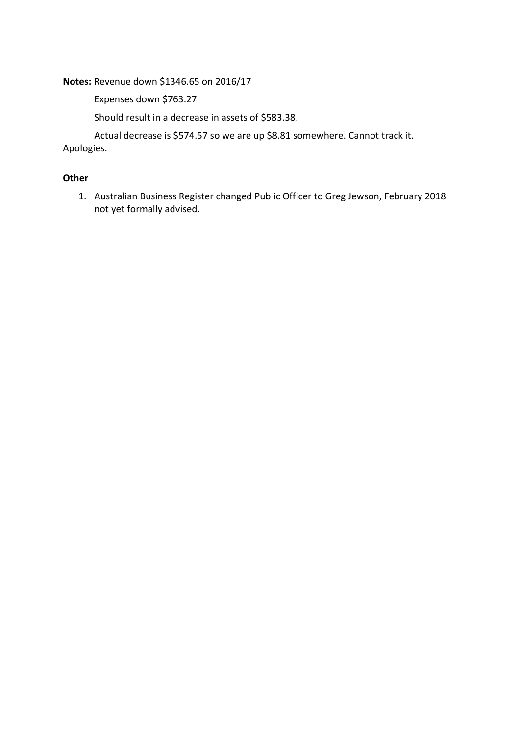**Notes:** Revenue down $1346.65 on 2016/17

Expenses down $763.27

Should result in a decrease in assets of $583.38.

Actual decrease is $574.57 so we are up $8.81 somewhere. Cannot track it. Apologies.

**Other**

1. Australian Business Register changed Public Officer to Greg Jewson, February 2018 not yet formally advised.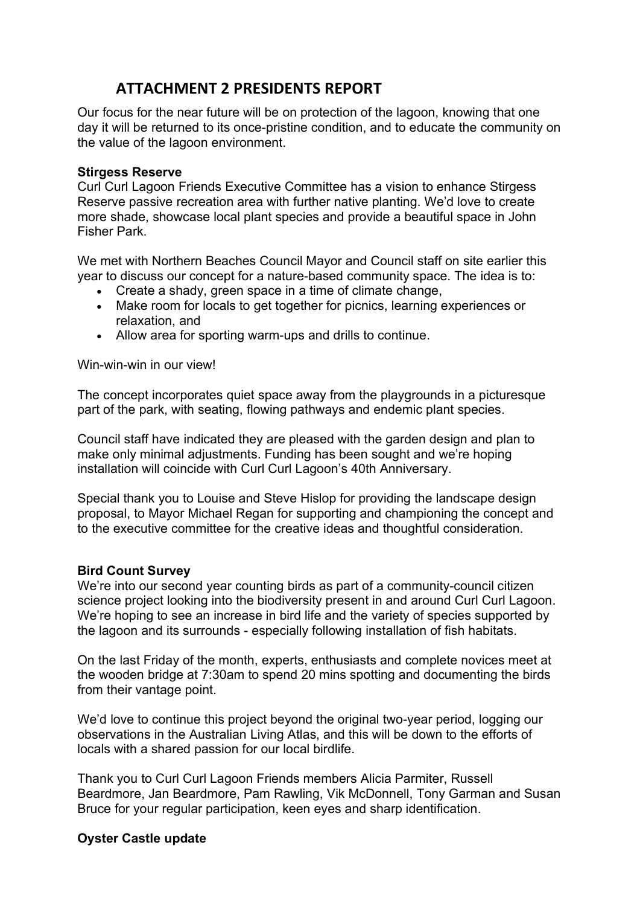# ATTACHMENT 2 PRESIDENTS REPORT

Our focus for the near future will be on protection of the lagoon, knowing that one day it will be returned to its once-pristine condition, and to educate the community on the value of the lagoon environment.

**Stirgess Reserve**
Curl Curl Lagoon Friends Executive Committee has a vision to enhance Stirgess Reserve passive recreation area with further native planting. We'd love to create more shade, showcase local plant species and provide a beautiful space in John Fisher Park.

We met with Northern Beaches Council Mayor and Council staff on site earlier this year to discuss our concept for a nature-based community space. The idea is to:

- Create a shady, green space in a time of climate change,
- Make room for locals to get together for picnics, learning experiences or relaxation, and
- Allow area for sporting warm-ups and drills to continue.

Win-win-win in our view!

The concept incorporates quiet space away from the playgrounds in a picturesque part of the park, with seating, flowing pathways and endemic plant species.

Council staff have indicated they are pleased with the garden design and plan to make only minimal adjustments. Funding has been sought and we're hoping installation will coincide with Curl Curl Lagoon's 40th Anniversary.

Special thank you to Louise and Steve Hislop for providing the landscape design proposal, to Mayor Michael Regan for supporting and championing the concept and to the executive committee for the creative ideas and thoughtful consideration.

**Bird Count Survey**
We're into our second year counting birds as part of a community-council citizen science project looking into the biodiversity present in and around Curl Curl Lagoon. We're hoping to see an increase in bird life and the variety of species supported by the lagoon and its surrounds - especially following installation of fish habitats.

On the last Friday of the month, experts, enthusiasts and complete novices meet at the wooden bridge at 7:30am to spend 20 mins spotting and documenting the birds from their vantage point.

We'd love to continue this project beyond the original two-year period, logging our observations in the Australian Living Atlas, and this will be down to the efforts of locals with a shared passion for our local birdlife.

Thank you to Curl Curl Lagoon Friends members Alicia Parmiter, Russell Beardmore, Jan Beardmore, Pam Rawling, Vik McDonnell, Tony Garman and Susan Bruce for your regular participation, keen eyes and sharp identification.

**Oyster Castle update**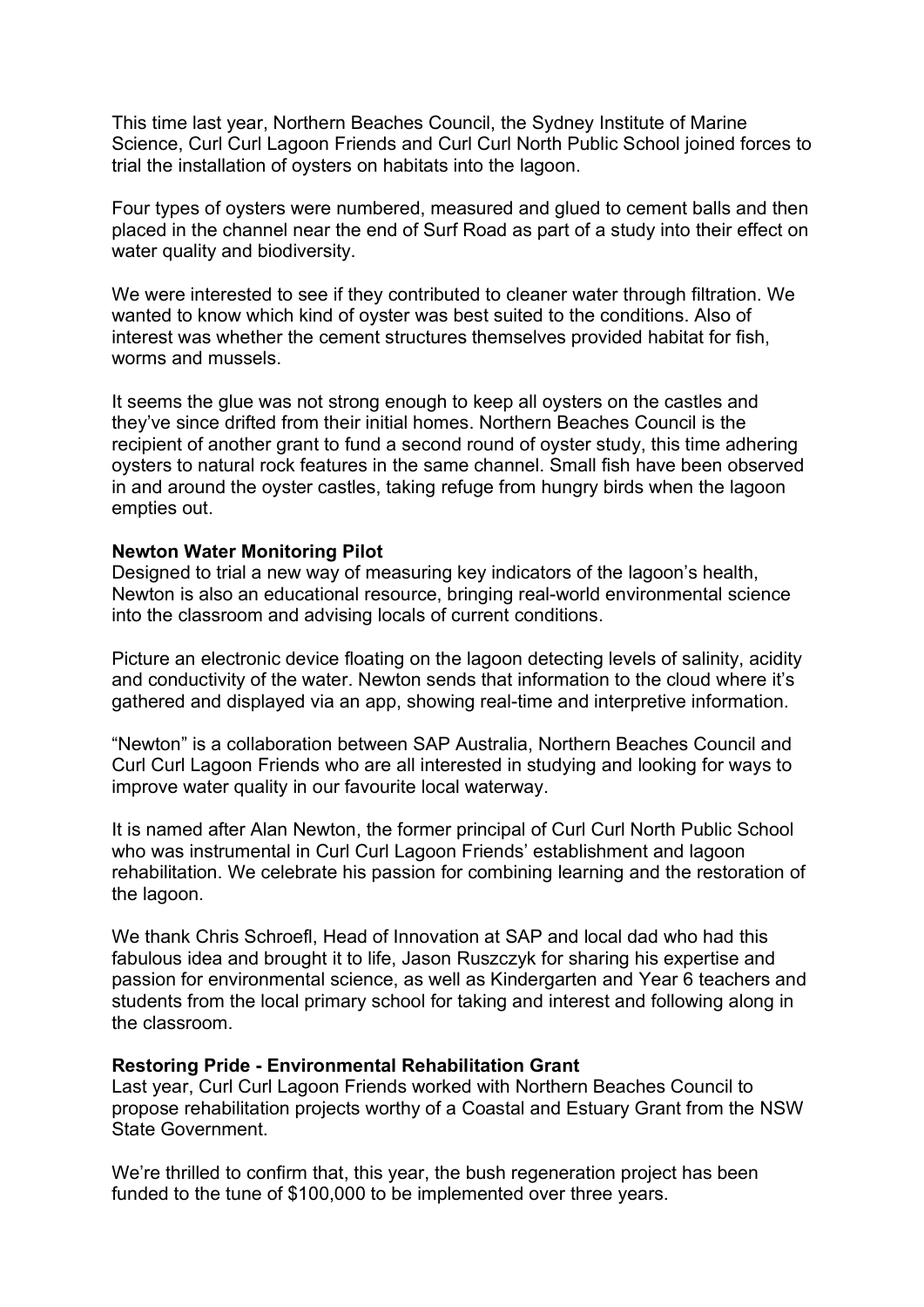This time last year, Northern Beaches Council, the Sydney Institute of Marine Science, Curl Curl Lagoon Friends and Curl Curl North Public School joined forces to trial the installation of oysters on habitats into the lagoon.

Four types of oysters were numbered, measured and glued to cement balls and then placed in the channel near the end of Surf Road as part of a study into their effect on water quality and biodiversity.

We were interested to see if they contributed to cleaner water through filtration. We wanted to know which kind of oyster was best suited to the conditions. Also of interest was whether the cement structures themselves provided habitat for fish, worms and mussels.

It seems the glue was not strong enough to keep all oysters on the castles and they've since drifted from their initial homes. Northern Beaches Council is the recipient of another grant to fund a second round of oyster study, this time adhering oysters to natural rock features in the same channel. Small fish have been observed in and around the oyster castles, taking refuge from hungry birds when the lagoon empties out.

**Newton Water Monitoring Pilot**

Designed to trial a new way of measuring key indicators of the lagoon's health, Newton is also an educational resource, bringing real-world environmental science into the classroom and advising locals of current conditions.

Picture an electronic device floating on the lagoon detecting levels of salinity, acidity and conductivity of the water. Newton sends that information to the cloud where it's gathered and displayed via an app, showing real-time and interpretive information.

"Newton" is a collaboration between SAP Australia, Northern Beaches Council and Curl Curl Lagoon Friends who are all interested in studying and looking for ways to improve water quality in our favourite local waterway.

It is named after Alan Newton, the former principal of Curl Curl North Public School who was instrumental in Curl Curl Lagoon Friends' establishment and lagoon rehabilitation. We celebrate his passion for combining learning and the restoration of the lagoon.

We thank Chris Schroefl, Head of Innovation at SAP and local dad who had this fabulous idea and brought it to life, Jason Ruszczyk for sharing his expertise and passion for environmental science, as well as Kindergarten and Year 6 teachers and students from the local primary school for taking and interest and following along in the classroom.

**Restoring Pride - Environmental Rehabilitation Grant**

Last year, Curl Curl Lagoon Friends worked with Northern Beaches Council to propose rehabilitation projects worthy of a Coastal and Estuary Grant from the NSW State Government.

We're thrilled to confirm that, this year, the bush regeneration project has been funded to the tune of $100,000 to be implemented over three years.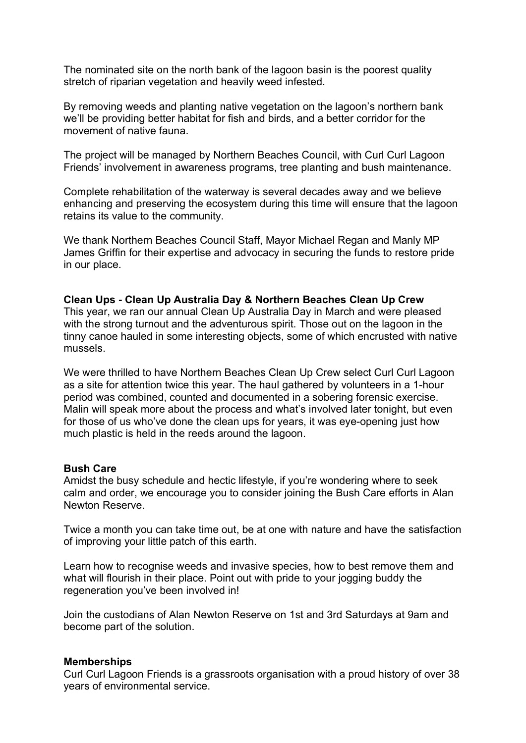The nominated site on the north bank of the lagoon basin is the poorest quality stretch of riparian vegetation and heavily weed infested.

By removing weeds and planting native vegetation on the lagoon's northern bank we'll be providing better habitat for fish and birds, and a better corridor for the movement of native fauna.

The project will be managed by Northern Beaches Council, with Curl Curl Lagoon Friends' involvement in awareness programs, tree planting and bush maintenance.

Complete rehabilitation of the waterway is several decades away and we believe enhancing and preserving the ecosystem during this time will ensure that the lagoon retains its value to the community.

We thank Northern Beaches Council Staff, Mayor Michael Regan and Manly MP James Griffin for their expertise and advocacy in securing the funds to restore pride in our place.

**Clean Ups - Clean Up Australia Day & Northern Beaches Clean Up Crew**

This year, we ran our annual Clean Up Australia Day in March and were pleased with the strong turnout and the adventurous spirit. Those out on the lagoon in the tinny canoe hauled in some interesting objects, some of which encrusted with native mussels.

We were thrilled to have Northern Beaches Clean Up Crew select Curl Curl Lagoon as a site for attention twice this year. The haul gathered by volunteers in a 1-hour period was combined, counted and documented in a sobering forensic exercise. Malin will speak more about the process and what's involved later tonight, but even for those of us who've done the clean ups for years, it was eye-opening just how much plastic is held in the reeds around the lagoon.

**Bush Care**

Amidst the busy schedule and hectic lifestyle, if you're wondering where to seek calm and order, we encourage you to consider joining the Bush Care efforts in Alan Newton Reserve.

Twice a month you can take time out, be at one with nature and have the satisfaction of improving your little patch of this earth.

Learn how to recognise weeds and invasive species, how to best remove them and what will flourish in their place. Point out with pride to your jogging buddy the regeneration you've been involved in!

Join the custodians of Alan Newton Reserve on 1st and 3rd Saturdays at 9am and become part of the solution.

**Memberships**

Curl Curl Lagoon Friends is a grassroots organisation with a proud history of over 38 years of environmental service.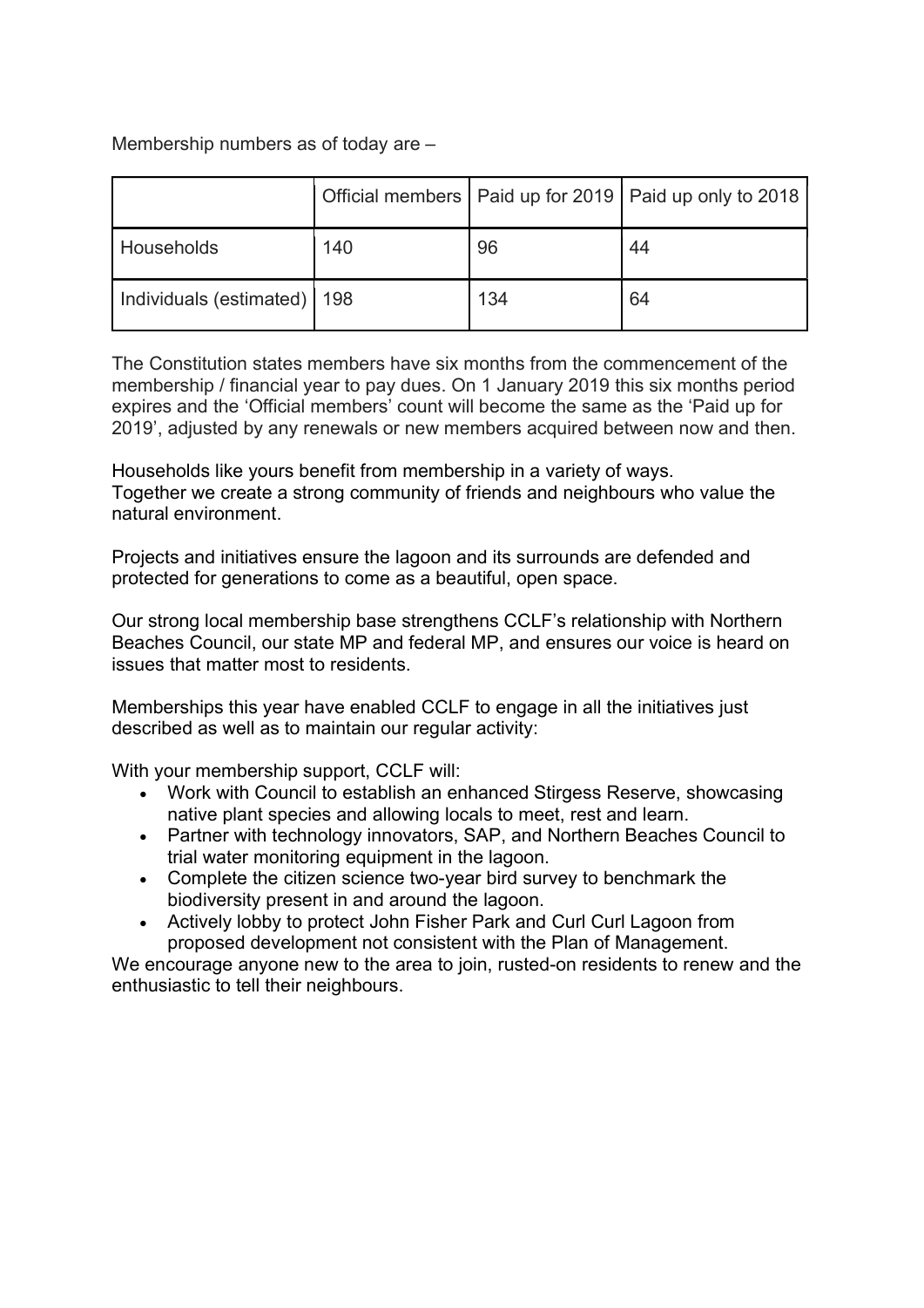Membership numbers as of today are –

| | Official members | Paid up for 2019 | Paid up only to 2018 |
|---|---|---|---|
| Households | 140 | 96 | 44 |
| Individuals (estimated) | 198 | 134 | 64 |

The Constitution states members have six months from the commencement of the membership / financial year to pay dues. On 1 January 2019 this six months period expires and the 'Official members' count will become the same as the 'Paid up for 2019', adjusted by any renewals or new members acquired between now and then.

Households like yours benefit from membership in a variety of ways.
Together we create a strong community of friends and neighbours who value the natural environment.

Projects and initiatives ensure the lagoon and its surrounds are defended and protected for generations to come as a beautiful, open space.

Our strong local membership base strengthens CCLF's relationship with Northern Beaches Council, our state MP and federal MP, and ensures our voice is heard on issues that matter most to residents.

Memberships this year have enabled CCLF to engage in all the initiatives just described as well as to maintain our regular activity:

With your membership support, CCLF will:

- Work with Council to establish an enhanced Stirgess Reserve, showcasing native plant species and allowing locals to meet, rest and learn.
- Partner with technology innovators, SAP, and Northern Beaches Council to trial water monitoring equipment in the lagoon.
- Complete the citizen science two-year bird survey to benchmark the biodiversity present in and around the lagoon.
- Actively lobby to protect John Fisher Park and Curl Curl Lagoon from proposed development not consistent with the Plan of Management.

We encourage anyone new to the area to join, rusted-on residents to renew and the enthusiastic to tell their neighbours.